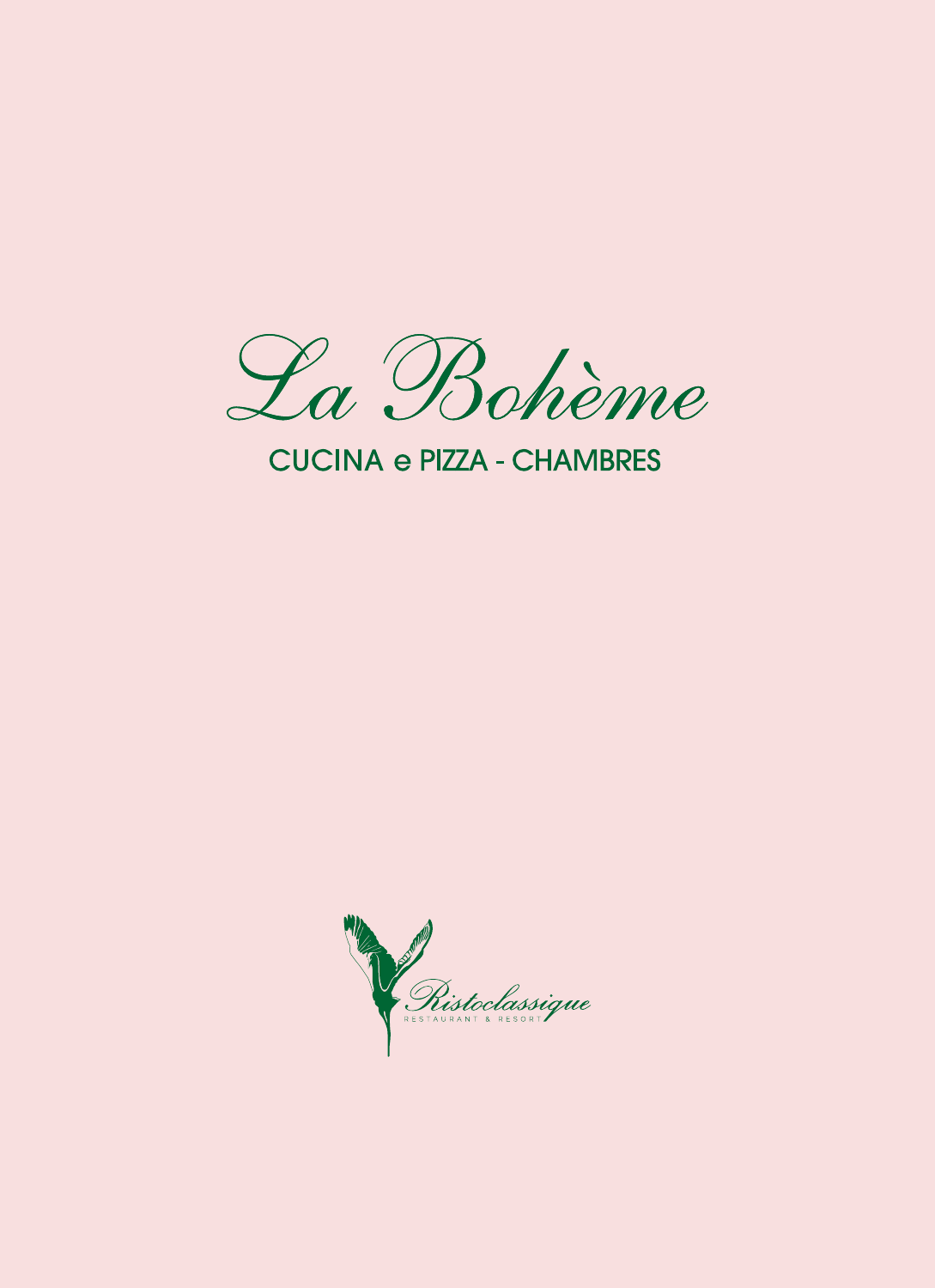# La Bohème

## CUCINA e PIZZA - CHAMBRES

Ristoclassique

RESTAURANT & RESORT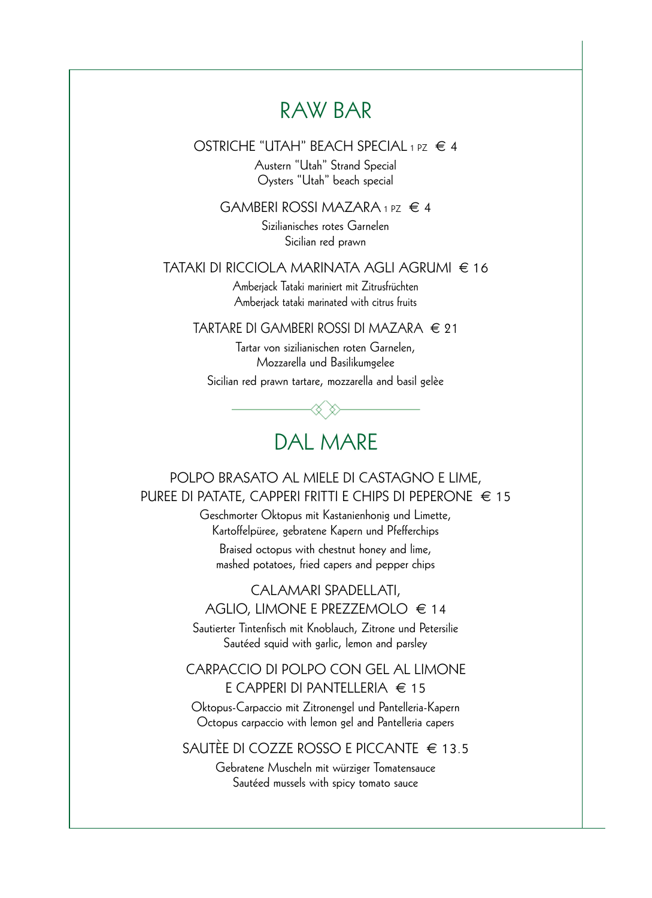# RAW BAR

OSTRICHE "UTAH" BEACH SPECIAL 1 PZ € 4

Austern "Utah" Strand Special
Oysters "Utah" beach special

GAMBERI ROSSI MAZARA 1 PZ € 4

Sizilianisches rotes Garnelen
Sicilian red prawn

TATAKI DI RICCIOLA MARINATA AGLI AGRUMI € 16

Amberjack Tataki mariniert mit Zitrusfrüchten
Amberjack tataki marinated with citrus fruits

TARTARE DI GAMBERI ROSSI DI MAZARA € 21

Tartar von sizilianischen roten Garnelen,
Mozzarella und Basilikumgelee

Sicilian red prawn tartare, mozzarella and basil gelèe

# DAL MARE

POLPO BRASATO AL MIELE DI CASTAGNO E LIME,
PUREE DI PATATE, CAPPERI FRITTI E CHIPS DI PEPERONE € 15

Geschmorter Oktopus mit Kastanienhonig und Limette,
Kartoffelpüree, gebratene Kapern und Pfefferchips

Braised octopus with chestnut honey and lime,
mashed potatoes, fried capers and pepper chips

CALAMARI SPADELLATI,
AGLIO, LIMONE E PREZZEMOLO € 14

Sautierter Tintenfisch mit Knoblauch, Zitrone und Petersilie
Sautéed squid with garlic, lemon and parsley

CARPACCIO DI POLPO CON GEL AL LIMONE
E CAPPERI DI PANTELLERIA € 15

Oktopus-Carpaccio mit Zitronengel und Pantelleria-Kapern
Octopus carpaccio with lemon gel and Pantelleria capers

SAUTÈE DI COZZE ROSSO E PICCANTE € 13.5

Gebratene Muscheln mit würziger Tomatensauce
Sautéed mussels with spicy tomato sauce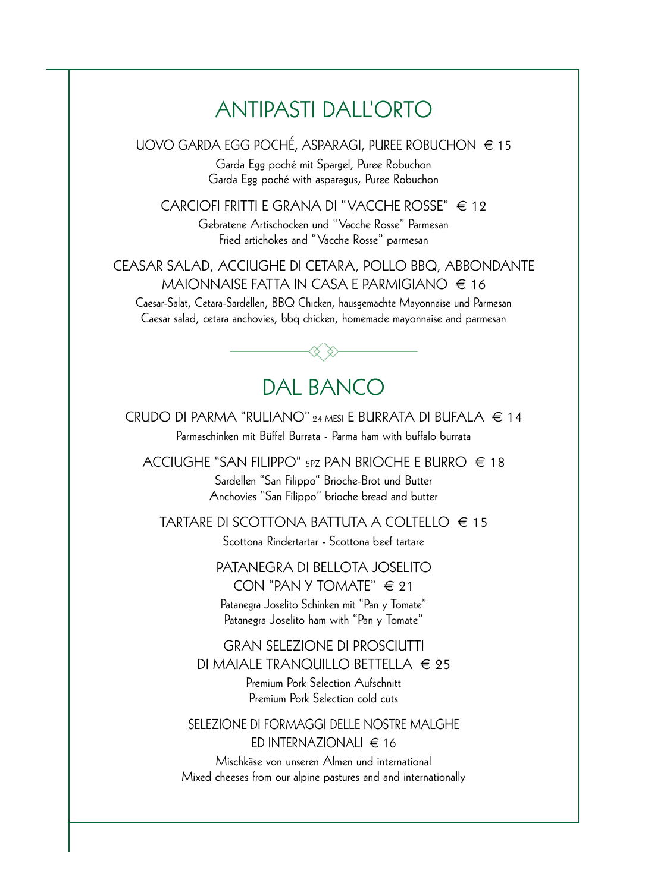# ANTIPASTI DALL'ORTO

UOVO GARDA EGG POCHÉ, ASPARAGI, PUREE ROBUCHON € 15

Garda Egg poché mit Spargel, Puree Robuchon
Garda Egg poché with asparagus, Puree Robuchon

CARCIOFI FRITTI E GRANA DI "VACCHE ROSSE" € 12

Gebratene Artischocken und "Vacche Rosse" Parmesan
Fried artichokes and "Vacche Rosse" parmesan

CEASAR SALAD, ACCIUGHE DI CETARA, POLLO BBQ, ABBONDANTE MAIONNAISE FATTA IN CASA E PARMIGIANO € 16

Caesar-Salat, Cetara-Sardellen, BBQ Chicken, hausgemachte Mayonnaise und Parmesan
Caesar salad, cetara anchovies, bbq chicken, homemade mayonnaise and parmesan

# DAL BANCO

CRUDO DI PARMA "RULIANO" 24 MESI E BURRATA DI BUFALA € 14

Parmaschinken mit Büffel Burrata - Parma ham with buffalo burrata

ACCIUGHE "SAN FILIPPO" 5PZ PAN BRIOCHE E BURRO € 18

Sardellen "San Filippo" Brioche-Brot und Butter
Anchovies "San Filippo" brioche bread and butter

TARTARE DI SCOTTONA BATTUTA A COLTELLO € 15

Scottona Rindertartar - Scottona beef tartare

PATANEGRA DI BELLOTA JOSELITO CON "PAN Y TOMATE" € 21

Patanegra Joselito Schinken mit "Pan y Tomate"
Patanegra Joselito ham with "Pan y Tomate"

GRAN SELEZIONE DI PROSCIUTTI DI MAIALE TRANQUILLO BETTELLA € 25

Premium Pork Selection Aufschnitt
Premium Pork Selection cold cuts

SELEZIONE DI FORMAGGI DELLE NOSTRE MALGHE ED INTERNAZIONALI € 16

Mischkäse von unseren Almen und international
Mixed cheeses from our alpine pastures and and internationally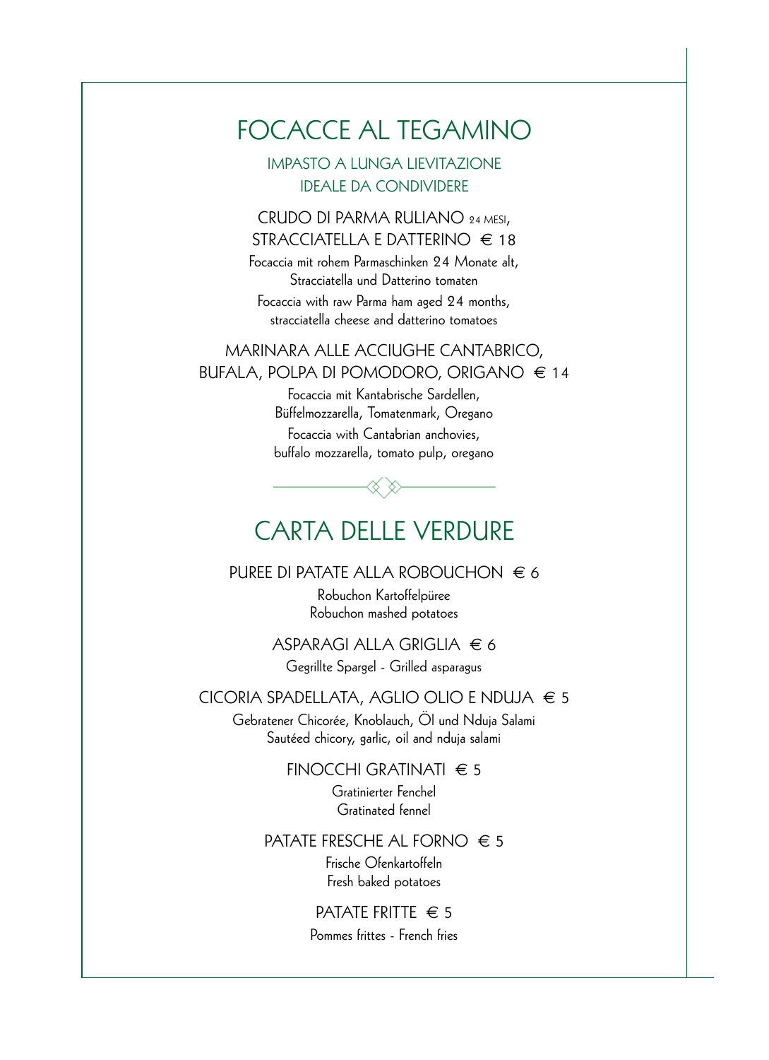# FOCACCE AL TEGAMINO

IMPASTO A LUNGA LIEVITAZIONE
IDEALE DA CONDIVIDERE

### CRUDO DI PARMA RULIANO 24 MESI, STRACCIATELLA E DATTERINO € 18

Focaccia mit rohem Parmaschinken 24 Monate alt, Stracciatella und Datterino tomaten

Focaccia with raw Parma ham aged 24 months, stracciatella cheese and datterino tomatoes

### MARINARA ALLE ACCIUGHE CANTABRICO, BUFALA, POLPA DI POMODORO, ORIGANO € 14

Focaccia mit Kantabrische Sardellen, Büffelmozzarella, Tomatenmark, Oregano

Focaccia with Cantabrian anchovies, buffalo mozzarella, tomato pulp, oregano

# CARTA DELLE VERDURE

### PUREE DI PATATE ALLA ROBOUCHON € 6

Robuchon Kartoffelpüree
Robuchon mashed potatoes

### ASPARAGI ALLA GRIGLIA € 6

Gegrillte Spargel - Grilled asparagus

### CICORIA SPADELLATA, AGLIO OLIO E NDUJA € 5

Gebratener Chicorée, Knoblauch, Öl und Nduja Salami
Sautéed chicory, garlic, oil and nduja salami

### FINOCCHI GRATINATI € 5

Gratinierter Fenchel
Gratinated fennel

### PATATE FRESCHE AL FORNO € 5

Frische Ofenkartoffeln
Fresh baked potatoes

### PATATE FRITTE € 5

Pommes frittes - French fries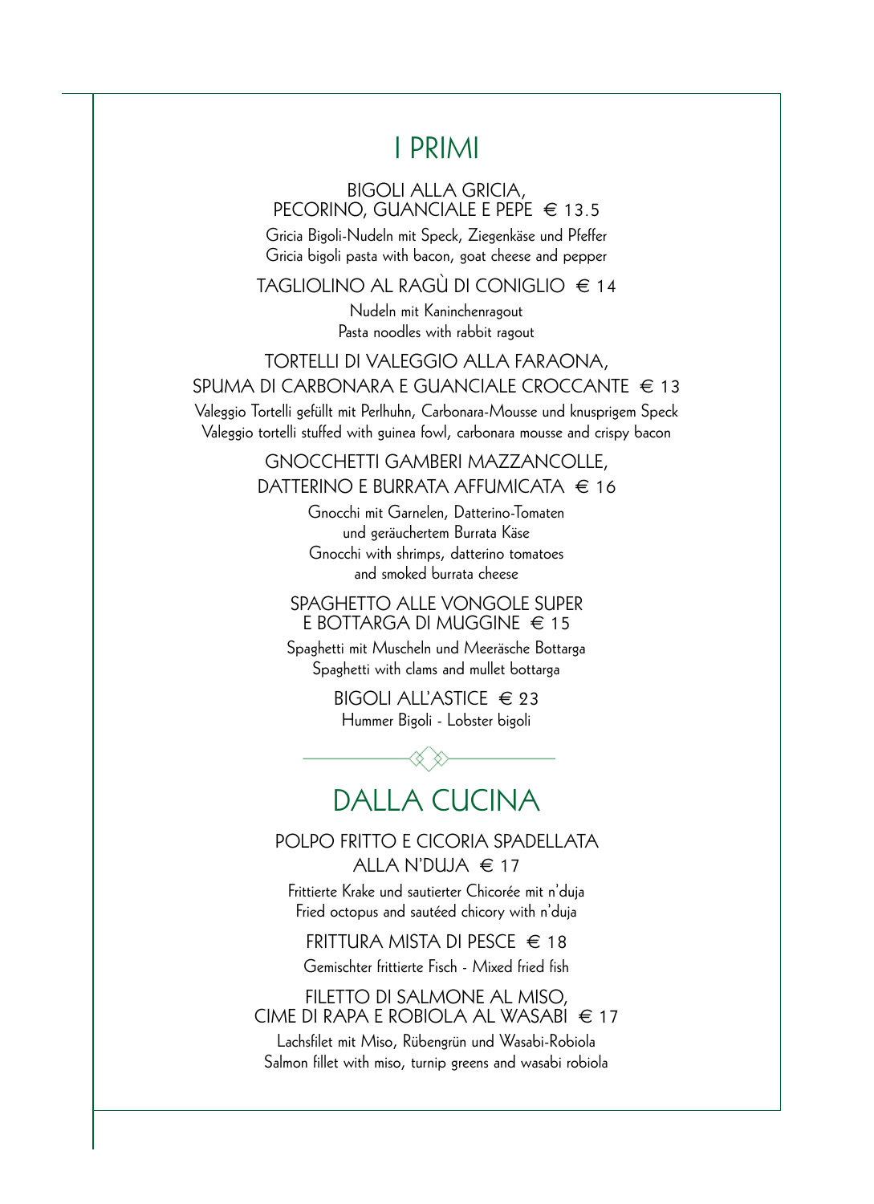# I PRIMI

**BIGOLI ALLA GRICIA, PECORINO, GUANCIALE E PEPE € 13.5**

Gricia Bigoli-Nudeln mit Speck, Ziegenkäse und Pfeffer
Gricia bigoli pasta with bacon, goat cheese and pepper

**TAGLIOLINO AL RAGÙ DI CONIGLIO € 14**

Nudeln mit Kaninchenragout
Pasta noodles with rabbit ragout

**TORTELLI DI VALEGGIO ALLA FARAONA, SPUMA DI CARBONARA E GUANCIALE CROCCANTE € 13**

Valeggio Tortelli gefüllt mit Perlhuhn, Carbonara-Mousse und knusprigem Speck
Valeggio tortelli stuffed with guinea fowl, carbonara mousse and crispy bacon

**GNOCCHETTI GAMBERI MAZZANCOLLE, DATTERINO E BURRATA AFFUMICATA € 16**

Gnocchi mit Garnelen, Datterino-Tomaten und geräuchertem Burrata Käse
Gnocchi with shrimps, datterino tomatoes and smoked burrata cheese

**SPAGHETTO ALLE VONGOLE SUPER E BOTTARGA DI MUGGINE € 15**

Spaghetti mit Muscheln und Meeräsche Bottarga
Spaghetti with clams and mullet bottarga

**BIGOLI ALL'ASTICE € 23**

Hummer Bigoli - Lobster bigoli

# DALLA CUCINA

**POLPO FRITTO E CICORIA SPADELLATA ALLA N'DUJA € 17**

Frittierte Krake und sautierter Chicorée mit n'duja
Fried octopus and sautéed chicory with n'duja

**FRITTURA MISTA DI PESCE € 18**

Gemischter frittierte Fisch - Mixed fried fish

**FILETTO DI SALMONE AL MISO, CIME DI RAPA E ROBIOLA AL WASABI € 17**

Lachsfilet mit Miso, Rübengrün und Wasabi-Robiola
Salmon fillet with miso, turnip greens and wasabi robiola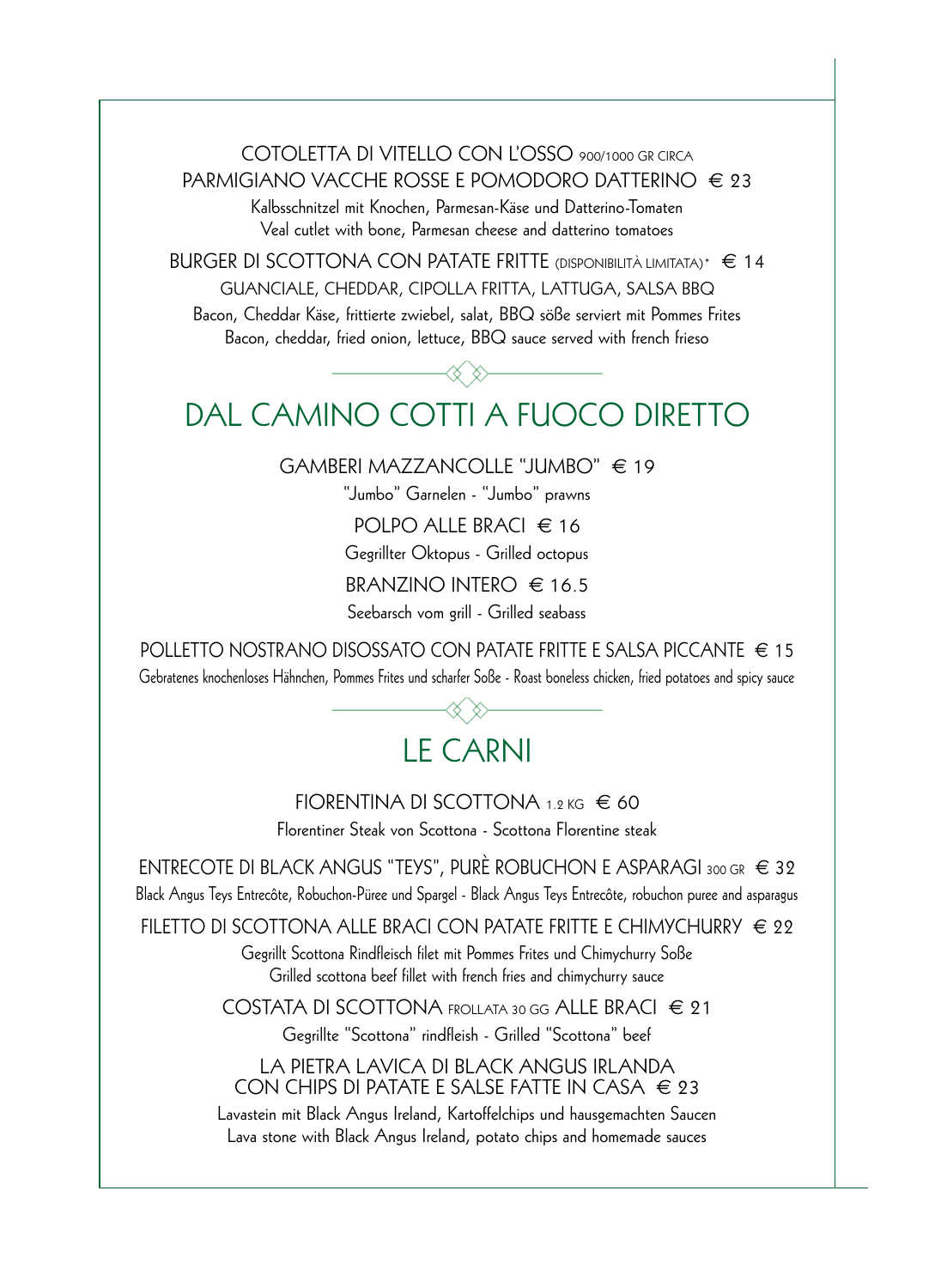COTOLETTA DI VITELLO CON L'OSSO 900/1000 GR CIRCA
PARMIGIANO VACCHE ROSSE E POMODORO DATTERINO € 23

Kalbsschnitzel mit Knochen, Parmesan-Käse und Datterino-Tomaten
Veal cutlet with bone, Parmesan cheese and datterino tomatoes

BURGER DI SCOTTONA CON PATATE FRITTE (DISPONIBILITÀ LIMITATA)* € 14
GUANCIALE, CHEDDAR, CIPOLLA FRITTA, LATTUGA, SALSA BBQ

Bacon, Cheddar Käse, frittierte zwiebel, salat, BBQ söße serviert mit Pommes Frites
Bacon, cheddar, fried onion, lettuce, BBQ sauce served with french frieso

# DAL CAMINO COTTI A FUOCO DIRETTO

GAMBERI MAZZANCOLLE "JUMBO" € 19

"Jumbo" Garnelen - "Jumbo" prawns

POLPO ALLE BRACI € 16

Gegrillter Oktopus - Grilled octopus

BRANZINO INTERO € 16.5

Seebarsch vom grill - Grilled seabass

POLLETTO NOSTRANO DISOSSATO CON PATATE FRITTE E SALSA PICCANTE € 15

Gebratenes knochenloses Hähnchen, Pommes Frites und scharfer Soße - Roast boneless chicken, fried potatoes and spicy sauce

# LE CARNI

FIORENTINA DI SCOTTONA 1.2 KG € 60

Florentiner Steak von Scottona - Scottona Florentine steak

ENTRECOTE DI BLACK ANGUS "TEYS", PURÈ ROBUCHON E ASPARAGI 300 GR € 32

Black Angus Teys Entrecôte, Robuchon-Püree und Spargel - Black Angus Teys Entrecôte, robuchon puree and asparagus

FILETTO DI SCOTTONA ALLE BRACI CON PATATE FRITTE E CHIMYCHURRY € 22

Gegrillt Scottona Rindfleisch filet mit Pommes Frites und Chimychurry Soße
Grilled scottona beef fillet with french fries and chimychurry sauce

COSTATA DI SCOTTONA FROLLATA 30 GG ALLE BRACI € 21

Gegrillte "Scottona" rindfleish - Grilled "Scottona" beef

LA PIETRA LAVICA DI BLACK ANGUS IRLANDA
CON CHIPS DI PATATE E SALSE FATTE IN CASA € 23

Lavastein mit Black Angus Ireland, Kartoffelchips und hausgemachten Saucen
Lava stone with Black Angus Ireland, potato chips and homemade sauces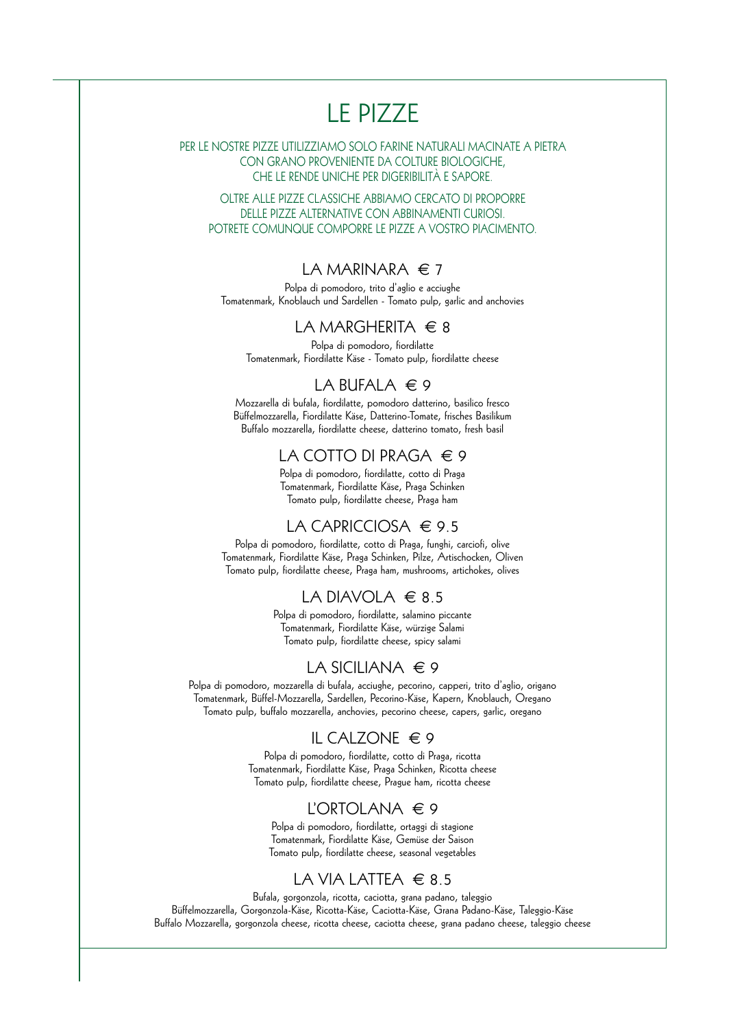# LE PIZZE

PER LE NOSTRE PIZZE UTILIZZIAMO SOLO FARINE NATURALI MACINATE A PIETRA
CON GRANO PROVENIENTE DA COLTURE BIOLOGICHE,
CHE LE RENDE UNICHE PER DIGERIBILITÀ E SAPORE.

OLTRE ALLE PIZZE CLASSICHE ABBIAMO CERCATO DI PROPORRE
DELLE PIZZE ALTERNATIVE CON ABBINAMENTI CURIOSI.
POTRETE COMUNQUE COMPORRE LE PIZZE A VOSTRO PIACIMENTO.

## LA MARINARA € 7

Polpa di pomodoro, trito d'aglio e acciughe
Tomatenmark, Knoblauch und Sardellen - Tomato pulp, garlic and anchovies

## LA MARGHERITA € 8

Polpa di pomodoro, fiordilatte
Tomatenmark, Fiordilatte Käse - Tomato pulp, fiordilatte cheese

## LA BUFALA € 9

Mozzarella di bufala, fiordilatte, pomodoro datterino, basilico fresco
Büffelmozzarella, Fiordilatte Käse, Datterino-Tomate, frisches Basilikum
Buffalo mozzarella, fiordilatte cheese, datterino tomato, fresh basil

## LA COTTO DI PRAGA € 9

Polpa di pomodoro, fiordilatte, cotto di Praga
Tomatenmark, Fiordilatte Käse, Praga Schinken
Tomato pulp, fiordilatte cheese, Praga ham

## LA CAPRICCIOSA € 9.5

Polpa di pomodoro, fiordilatte, cotto di Praga, funghi, carciofi, olive
Tomatenmark, Fiordilatte Käse, Praga Schinken, Pilze, Artischocken, Oliven
Tomato pulp, fiordilatte cheese, Praga ham, mushrooms, artichokes, olives

## LA DIAVOLA € 8.5

Polpa di pomodoro, fiordilatte, salamino piccante
Tomatenmark, Fiordilatte Käse, würzige Salami
Tomato pulp, fiordilatte cheese, spicy salami

## LA SICILIANA € 9

Polpa di pomodoro, mozzarella di bufala, acciughe, pecorino, capperi, trito d'aglio, origano
Tomatenmark, Büffel-Mozzarella, Sardellen, Pecorino-Käse, Kapern, Knoblauch, Oregano
Tomato pulp, buffalo mozzarella, anchovies, pecorino cheese, capers, garlic, oregano

## IL CALZONE € 9

Polpa di pomodoro, fiordilatte, cotto di Praga, ricotta
Tomatenmark, Fiordilatte Käse, Praga Schinken, Ricotta cheese
Tomato pulp, fiordilatte cheese, Prague ham, ricotta cheese

## L'ORTOLANA € 9

Polpa di pomodoro, fiordilatte, ortaggi di stagione
Tomatenmark, Fiordilatte Käse, Gemüse der Saison
Tomato pulp, fiordilatte cheese, seasonal vegetables

## LA VIA LATTEA € 8.5

Bufala, gorgonzola, ricotta, caciotta, grana padano, taleggio
Büffelmozzarella, Gorgonzola-Käse, Ricotta-Käse, Caciotta-Käse, Grana Padano-Käse, Taleggio-Käse
Buffalo Mozzarella, gorgonzola cheese, ricotta cheese, caciotta cheese, grana padano cheese, taleggio cheese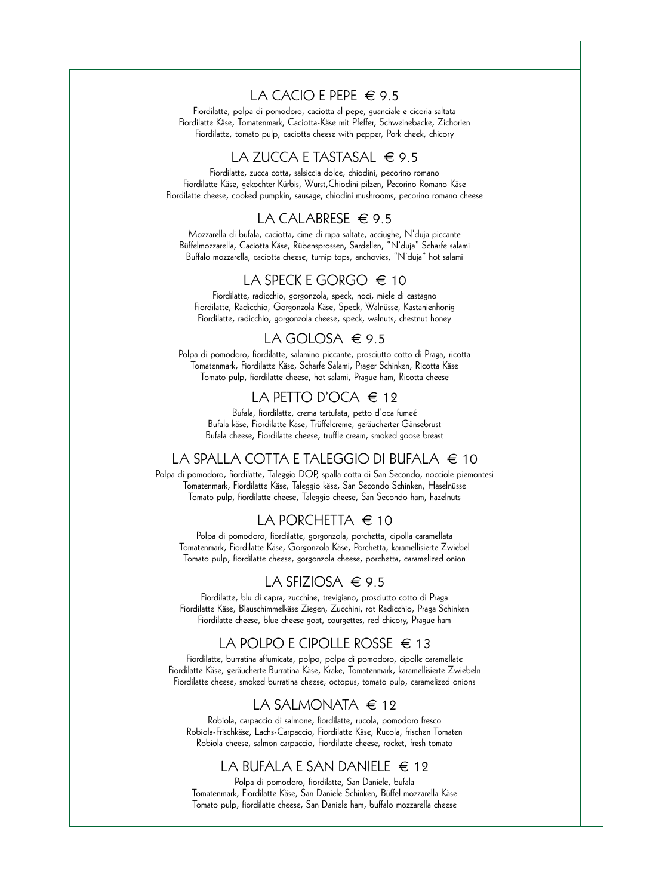## LA CACIO E PEPE € 9.5

Fiordilatte, polpa di pomodoro, caciotta al pepe, guanciale e cicoria saltata
Fiordilatte Käse, Tomatenmark, Caciotta-Käse mit Pfeffer, Schweinebacke, Zichorien
Fiordilatte, tomato pulp, caciotta cheese with pepper, Pork cheek, chicory

## LA ZUCCA E TASTASAL € 9.5

Fiordilatte, zucca cotta, salsiccia dolce, chiodini, pecorino romano
Fiordilatte Käse, gekochter Kürbis, Wurst,Chiodini pilzen, Pecorino Romano Käse
Fiordilatte cheese, cooked pumpkin, sausage, chiodini mushrooms, pecorino romano cheese

## LA CALABRESE € 9.5

Mozzarella di bufala, caciotta, cime di rapa saltate, acciughe, N'duja piccante
Büffelmozzarella, Caciotta Käse, Rübensprossen, Sardellen, "N'duja" Scharfe salami
Buffalo mozzarella, caciotta cheese, turnip tops, anchovies, "N'duja" hot salami

## LA SPECK E GORGO € 10

Fiordilatte, radicchio, gorgonzola, speck, noci, miele di castagno
Fiordilatte, Radicchio, Gorgonzola Käse, Speck, Walnüsse, Kastanienhonig
Fiordilatte, radicchio, gorgonzola cheese, speck, walnuts, chestnut honey

## LA GOLOSA € 9.5

Polpa di pomodoro, fiordilatte, salamino piccante, prosciutto cotto di Praga, ricotta
Tomatenmark, Fiordilatte Käse, Scharfe Salami, Prager Schinken, Ricotta Käse
Tomato pulp, fiordilatte cheese, hot salami, Prague ham, Ricotta cheese

## LA PETTO D'OCA € 12

Bufala, fiordilatte, crema tartufata, petto d'oca fumeé
Bufala käse, Fiordilatte Käse, Trüffelcreme, geräucherter Gänsebrust
Bufala cheese, Fiordilatte cheese, truffle cream, smoked goose breast

## LA SPALLA COTTA E TALEGGIO DI BUFALA € 10

Polpa di pomodoro, fiordilatte, Taleggio DOP, spalla cotta di San Secondo, nocciole piemontesi
Tomatenmark, Fiordilatte Käse, Taleggio käse, San Secondo Schinken, Haselnüsse
Tomato pulp, fiordilatte cheese, Taleggio cheese, San Secondo ham, hazelnuts

## LA PORCHETTA € 10

Polpa di pomodoro, fiordilatte, gorgonzola, porchetta, cipolla caramellata
Tomatenmark, Fiordilatte Käse, Gorgonzola Käse, Porchetta, karamellisierte Zwiebel
Tomato pulp, fiordilatte cheese, gorgonzola cheese, porchetta, caramelized onion

## LA SFIZIOSA € 9.5

Fiordilatte, blu di capra, zucchine, trevigiano, prosciutto cotto di Praga
Fiordilatte Käse, Blauschimmelkäse Ziegen, Zucchini, rot Radicchio, Praga Schinken
Fiordilatte cheese, blue cheese goat, courgettes, red chicory, Prague ham

## LA POLPO E CIPOLLE ROSSE € 13

Fiordilatte, burratina affumicata, polpo, polpa di pomodoro, cipolle caramellate
Fiordilatte Käse, geräucherte Burratina Käse, Krake, Tomatenmark, karamellisierte Zwiebeln
Fiordilatte cheese, smoked burratina cheese, octopus, tomato pulp, caramelized onions

## LA SALMONATA € 12

Robiola, carpaccio di salmone, fiordilatte, rucola, pomodoro fresco
Robiola-Frischkäse, Lachs-Carpaccio, Fiordilatte Käse, Rucola, frischen Tomaten
Robiola cheese, salmon carpaccio, Fiordilatte cheese, rocket, fresh tomato

## LA BUFALA E SAN DANIELE € 12

Polpa di pomodoro, fiordilatte, San Daniele, bufala
Tomatenmark, Fiordilatte Käse, San Daniele Schinken, Büffel mozzarella Käse
Tomato pulp, fiordilatte cheese, San Daniele ham, buffalo mozzarella cheese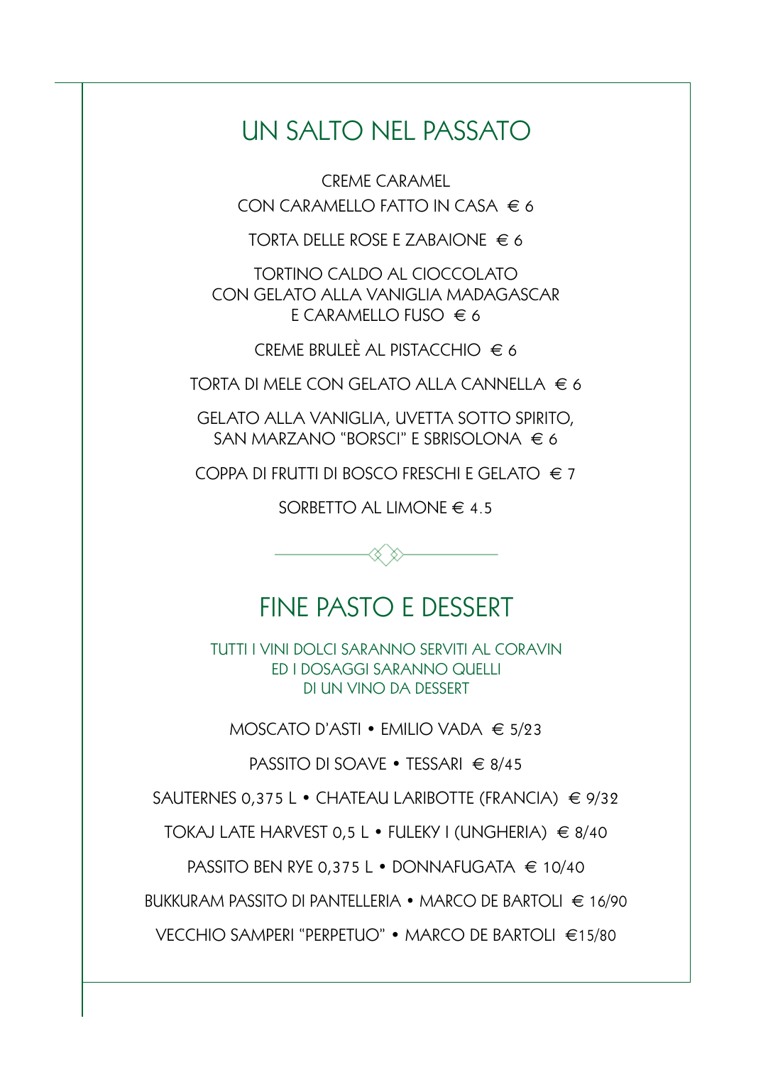## UN SALTO NEL PASSATO

CREME CARAMEL
CON CARAMELLO FATTO IN CASA € 6

TORTA DELLE ROSE E ZABAIONE € 6

TORTINO CALDO AL CIOCCOLATO
CON GELATO ALLA VANIGLIA MADAGASCAR
E CARAMELLO FUSO € 6

CREME BRULEÈ AL PISTACCHIO € 6

TORTA DI MELE CON GELATO ALLA CANNELLA € 6

GELATO ALLA VANIGLIA, UVETTA SOTTO SPIRITO,
SAN MARZANO “BORSCI” E SBRISOLONA € 6

COPPA DI FRUTTI DI BOSCO FRESCHI E GELATO € 7

SORBETTO AL LIMONE € 4.5

## FINE PASTO E DESSERT

TUTTI I VINI DOLCI SARANNO SERVITI AL CORAVIN
ED I DOSAGGI SARANNO QUELLI
DI UN VINO DA DESSERT

MOSCATO D’ASTI • EMILIO VADA € 5/23

PASSITO DI SOAVE • TESSARI € 8/45

SAUTERNES 0,375 L • CHATEAU LARIBOTTE (FRANCIA) € 9/32

TOKAJ LATE HARVEST 0,5 L • FULEKY I (UNGHERIA) € 8/40

PASSITO BEN RYE 0,375 L • DONNAFUGATA € 10/40

BUKKURAM PASSITO DI PANTELLERIA • MARCO DE BARTOLI € 16/90

VECCHIO SAMPERI “PERPETUO” • MARCO DE BARTOLI €15/80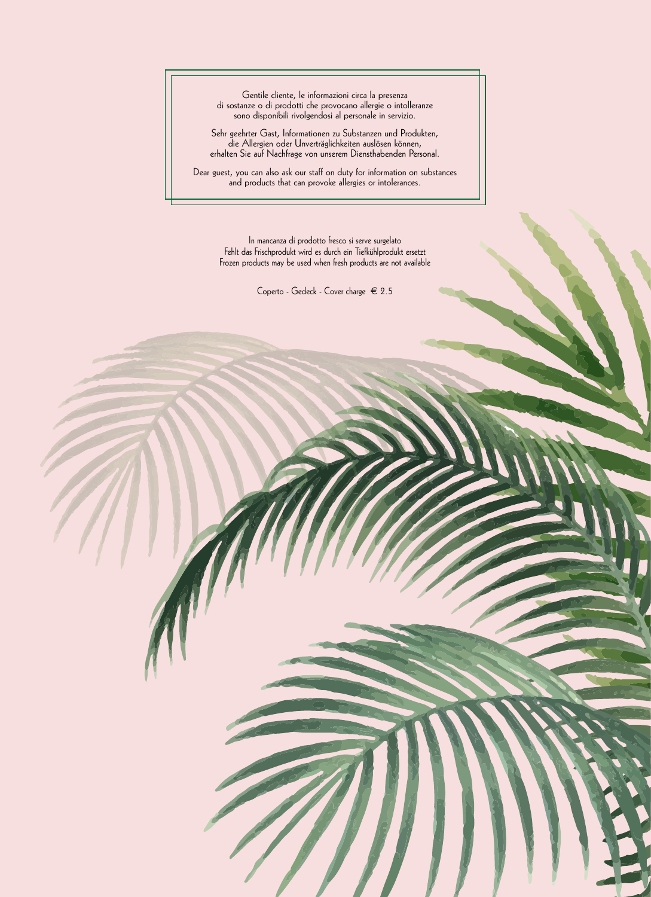Gentile cliente, le informazioni circa la presenza
di sostanze o di prodotti che provocano allergie o intolleranze
sono disponibili rivolgendosi al personale in servizio.

Sehr geehrter Gast, Informationen zu Substanzen und Produkten,
die Allergien oder Unverträglichkeiten auslösen können,
erhalten Sie auf Nachfrage von unserem Diensthabenden Personal.

Dear guest, you can also ask our staff on duty for information on substances
and products that can provoke allergies or intolerances.

In mancanza di prodotto fresco si serve surgelato
Fehlt das Frischprodukt wird es durch ein Tiefkühlprodukt ersetzt
Frozen products may be used when fresh products are not available

Coperto - Gedeck - Cover charge € 2.5